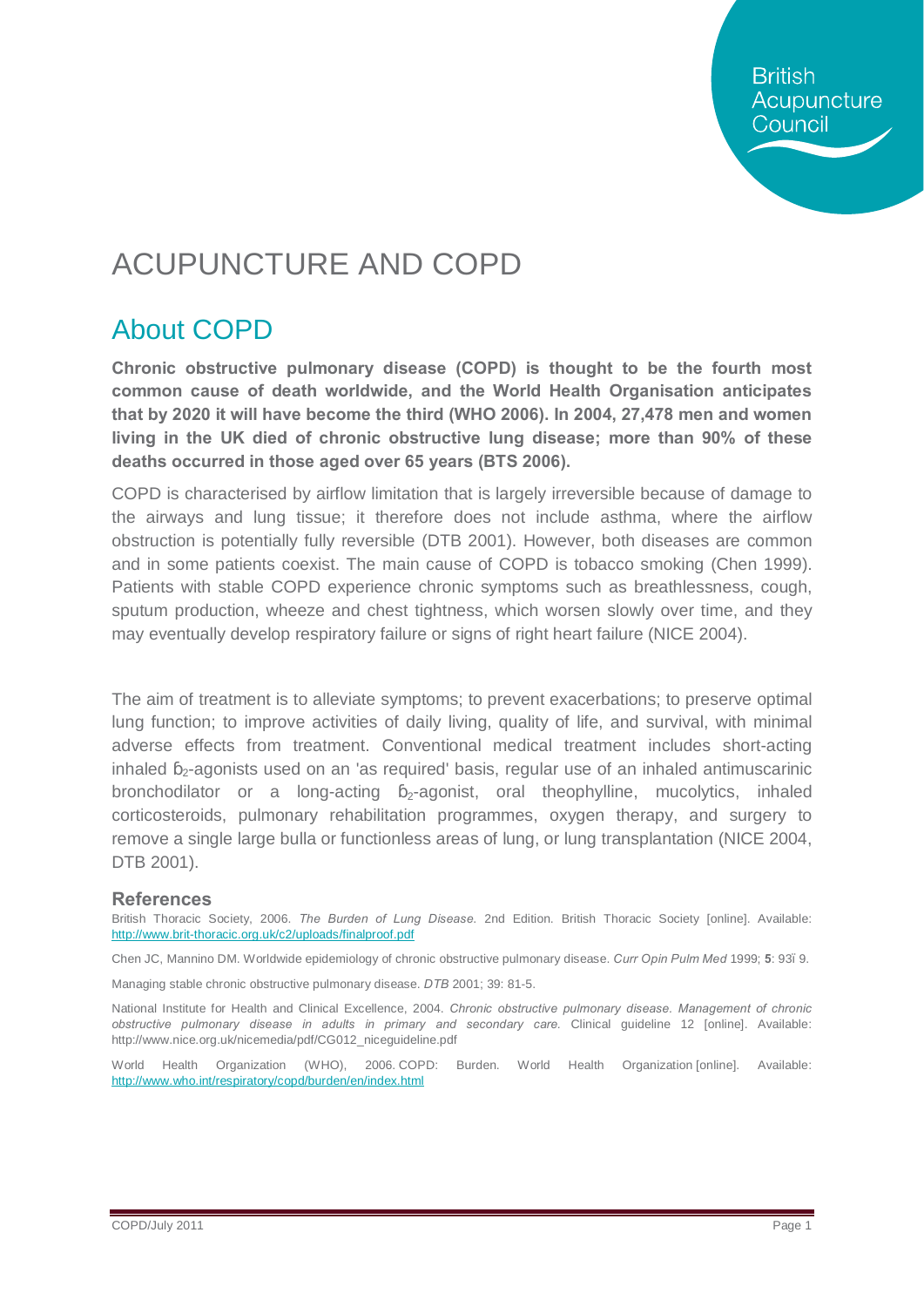British Acupuncture Council

# ACUPUNCTURE AND COPD

## About COPD

**Chronic obstructive pulmonary disease (COPD) is thought to be the fourth most common cause of death worldwide, and the World Health Organisation anticipates that by 2020 it will have become the third (WHO 2006). In 2004, 27,478 men and women living in the UK died of chronic obstructive lung disease; more than 90% of these deaths occurred in those aged over 65 years (BTS 2006).**

COPD is characterised by airflow limitation that is largely irreversible because of damage to the airways and lung tissue; it therefore does not include asthma, where the airflow obstruction is potentially fully reversible (DTB 2001). However, both diseases are common and in some patients coexist. The main cause of COPD is tobacco smoking (Chen 1999). Patients with stable COPD experience chronic symptoms such as breathlessness, cough, sputum production, wheeze and chest tightness, which worsen slowly over time, and they may eventually develop respiratory failure or signs of right heart failure (NICE 2004).

The aim of treatment is to alleviate symptoms; to prevent exacerbations; to preserve optimal lung function; to improve activities of daily living, quality of life, and survival, with minimal adverse effects from treatment. Conventional medical treatment includes short-acting inhaled $\beta_2$-agonists used on an 'as required' basis, regular use of an inhaled antimuscarinic bronchodilator or a long-acting $\beta_2$-agonist, oral theophylline, mucolytics, inhaled corticosteroids, pulmonary rehabilitation programmes, oxygen therapy, and surgery to remove a single large bulla or functionless areas of lung, or lung transplantation (NICE 2004, DTB 2001).

### References

British Thoracic Society, 2006. *The Burden of Lung Disease.* 2nd Edition. British Thoracic Society [online]. Available: http://www.brit-thoracic.org.uk/c2/uploads/finalproof.pdf

Chen JC, Mannino DM. Worldwide epidemiology of chronic obstructive pulmonary disease. *Curr Opin Pulm Med* 1999; **5**: 93–9.

Managing stable chronic obstructive pulmonary disease. *DTB* 2001; 39: 81-5.

National Institute for Health and Clinical Excellence, 2004. *Chronic obstructive pulmonary disease. Management of chronic obstructive pulmonary disease in adults in primary and secondary care.* Clinical guideline 12 [online]. Available: http://www.nice.org.uk/nicemedia/pdf/CG012_niceguideline.pdf

World Health Organization (WHO), 2006. COPD: Burden. World Health Organization [online]. Available: http://www.who.int/respiratory/copd/burden/en/index.html

COPD/July 2011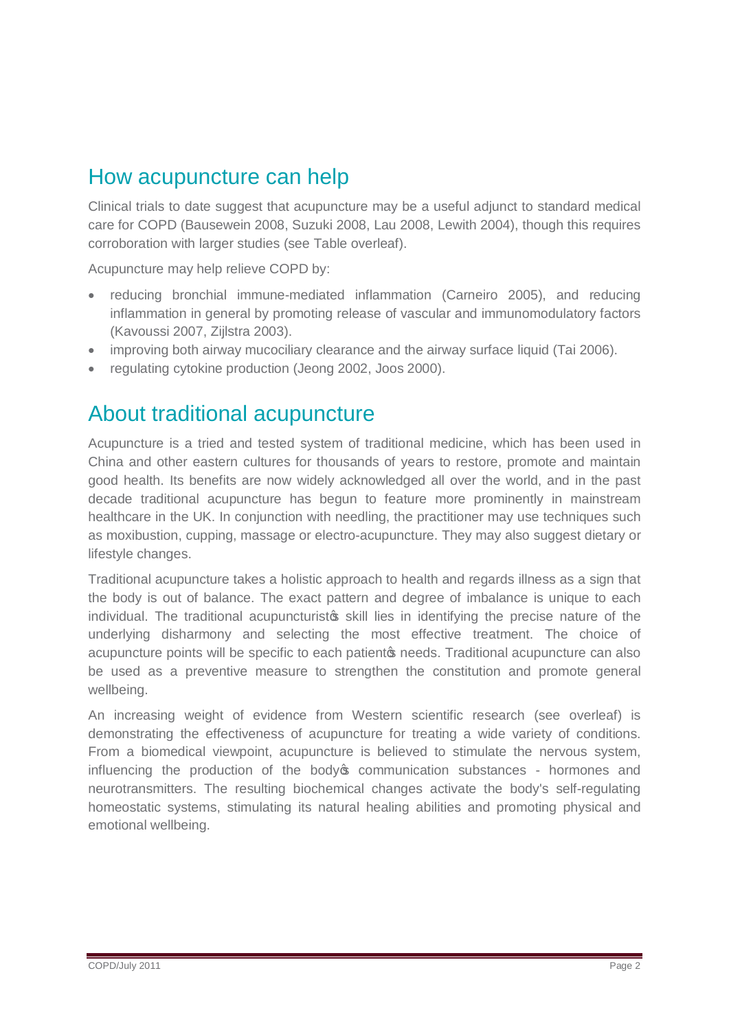## How acupuncture can help

Clinical trials to date suggest that acupuncture may be a useful adjunct to standard medical care for COPD (Bausewein 2008, Suzuki 2008, Lau 2008, Lewith 2004), though this requires corroboration with larger studies (see Table overleaf).

Acupuncture may help relieve COPD by:

- reducing bronchial immune-mediated inflammation (Carneiro 2005), and reducing inflammation in general by promoting release of vascular and immunomodulatory factors (Kavoussi 2007, Zijlstra 2003).
- improving both airway mucociliary clearance and the airway surface liquid (Tai 2006).
- regulating cytokine production (Jeong 2002, Joos 2000).

## About traditional acupuncture

Acupuncture is a tried and tested system of traditional medicine, which has been used in China and other eastern cultures for thousands of years to restore, promote and maintain good health. Its benefits are now widely acknowledged all over the world, and in the past decade traditional acupuncture has begun to feature more prominently in mainstream healthcare in the UK. In conjunction with needling, the practitioner may use techniques such as moxibustion, cupping, massage or electro-acupuncture. They may also suggest dietary or lifestyle changes.

Traditional acupuncture takes a holistic approach to health and regards illness as a sign that the body is out of balance. The exact pattern and degree of imbalance is unique to each individual. The traditional acupuncturist's skill lies in identifying the precise nature of the underlying disharmony and selecting the most effective treatment. The choice of acupuncture points will be specific to each patient's needs. Traditional acupuncture can also be used as a preventive measure to strengthen the constitution and promote general wellbeing.

An increasing weight of evidence from Western scientific research (see overleaf) is demonstrating the effectiveness of acupuncture for treating a wide variety of conditions. From a biomedical viewpoint, acupuncture is believed to stimulate the nervous system, influencing the production of the body's communication substances - hormones and neurotransmitters. The resulting biochemical changes activate the body's self-regulating homeostatic systems, stimulating its natural healing abilities and promoting physical and emotional wellbeing.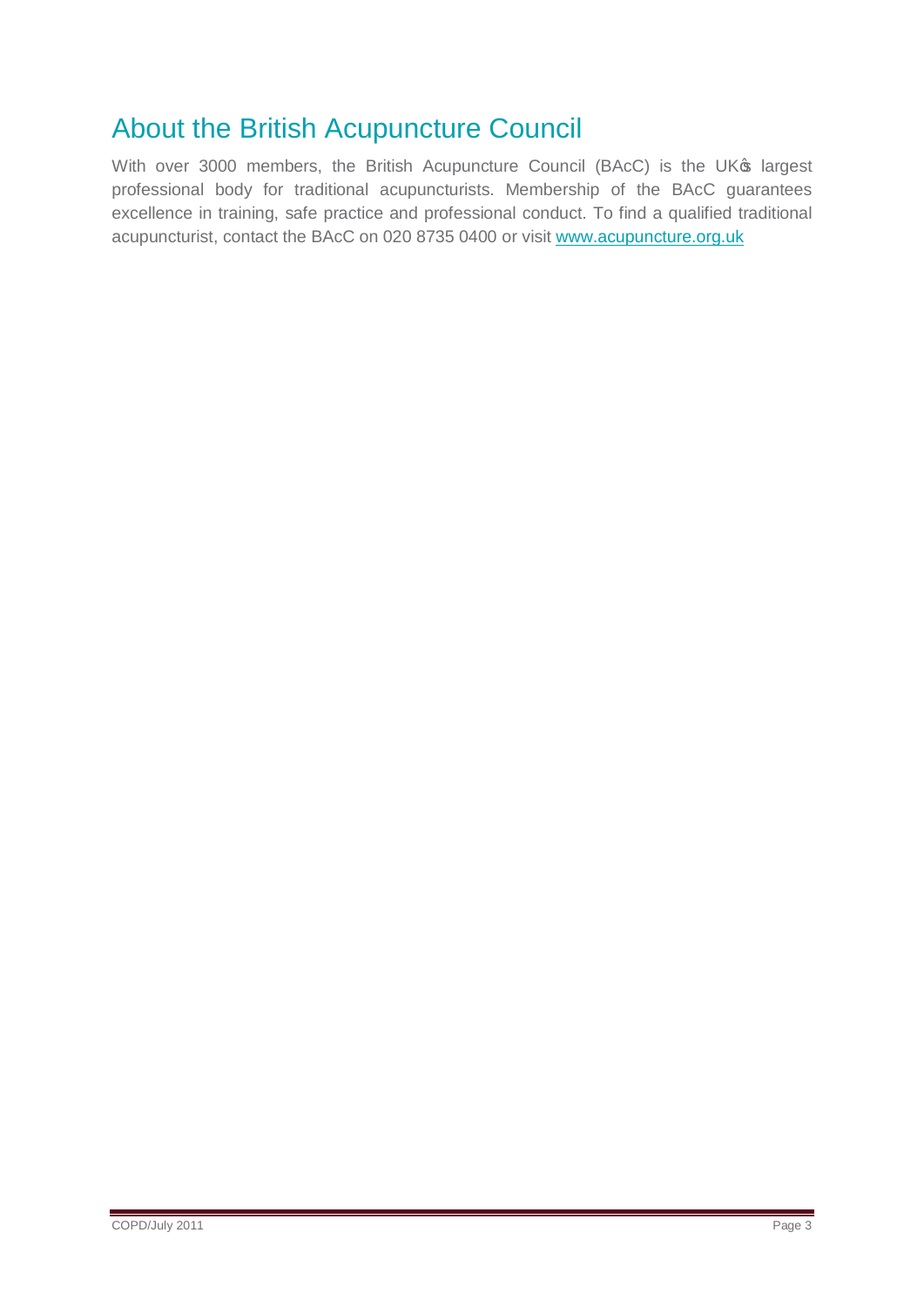# About the British Acupuncture Council

With over 3000 members, the British Acupuncture Council (BAcC) is the UK's largest professional body for traditional acupuncturists. Membership of the BAcC guarantees excellence in training, safe practice and professional conduct. To find a qualified traditional acupuncturist, contact the BAcC on 020 8735 0400 or visit www.acupuncture.org.uk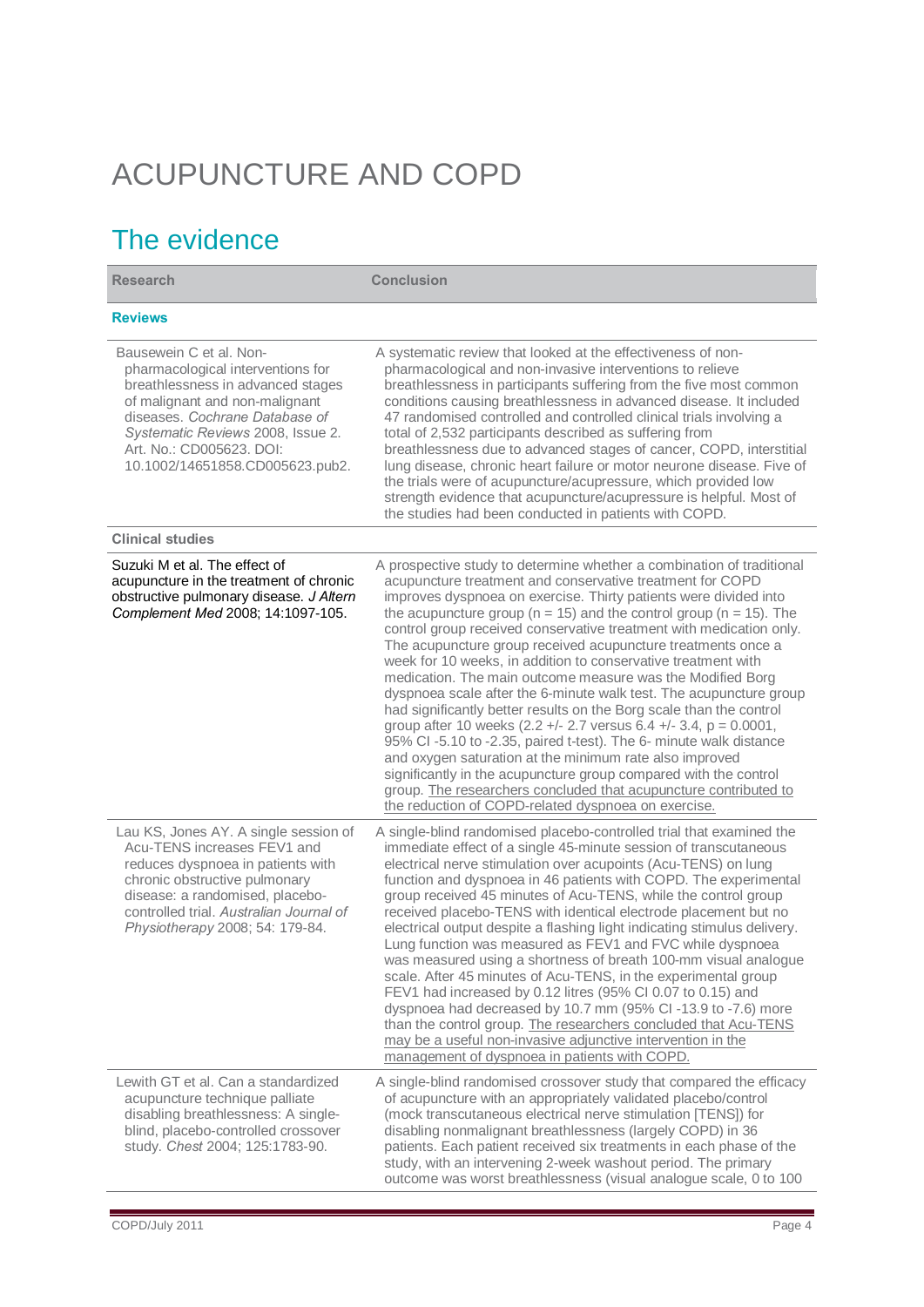# ACUPUNCTURE AND COPD

## The evidence

| Research | Conclusion |
|---|---|
| **Reviews** | |
| Bausewein C et al. Non-pharmacological interventions for breathlessness in advanced stages of malignant and non-malignant diseases. *Cochrane Database of Systematic Reviews* 2008, Issue 2. Art. No.: CD005623. DOI: 10.1002/14651858.CD005623.pub2. | A systematic review that looked at the effectiveness of non-pharmacological and non-invasive interventions to relieve breathlessness in participants suffering from the five most common conditions causing breathlessness in advanced disease. It included 47 randomised controlled and controlled clinical trials involving a total of 2,532 participants described as suffering from breathlessness due to advanced stages of cancer, COPD, interstitial lung disease, chronic heart failure or motor neurone disease. Five of the trials were of acupuncture/acupressure, which provided low strength evidence that acupuncture/acupressure is helpful. Most of the studies had been conducted in patients with COPD. |
| **Clinical studies** | |
| Suzuki M et al. The effect of acupuncture in the treatment of chronic obstructive pulmonary disease. *J Altern Complement Med* 2008; 14:1097-105. | A prospective study to determine whether a combination of traditional acupuncture treatment and conservative treatment for COPD improves dyspnoea on exercise. Thirty patients were divided into the acupuncture group ($n = 15$) and the control group ($n = 15$). The control group received conservative treatment with medication only. The acupuncture group received acupuncture treatments once a week for 10 weeks, in addition to conservative treatment with medication. The main outcome measure was the Modified Borg dyspnoea scale after the 6-minute walk test. The acupuncture group had significantly better results on the Borg scale than the control group after 10 weeks (2.2 +/- 2.7 versus 6.4 +/- 3.4, $p = 0.0001$, 95% CI -5.10 to -2.35, paired t-test). The 6- minute walk distance and oxygen saturation at the minimum rate also improved significantly in the acupuncture group compared with the control group. The researchers concluded that acupuncture contributed to the reduction of COPD-related dyspnoea on exercise. |
| Lau KS, Jones AY. A single session of Acu-TENS increases FEV1 and reduces dyspnoea in patients with chronic obstructive pulmonary disease: a randomised, placebo-controlled trial. *Australian Journal of Physiotherapy* 2008; 54: 179-84. | A single-blind randomised placebo-controlled trial that examined the immediate effect of a single 45-minute session of transcutaneous electrical nerve stimulation over acupoints (Acu-TENS) on lung function and dyspnoea in 46 patients with COPD. The experimental group received 45 minutes of Acu-TENS, while the control group received placebo-TENS with identical electrode placement but no electrical output despite a flashing light indicating stimulus delivery. Lung function was measured as FEV1 and FVC while dyspnoea was measured using a shortness of breath 100-mm visual analogue scale. After 45 minutes of Acu-TENS, in the experimental group FEV1 had increased by 0.12 litres (95% CI 0.07 to 0.15) and dyspnoea had decreased by 10.7 mm (95% CI -13.9 to -7.6) more than the control group. The researchers concluded that Acu-TENS may be a useful non-invasive adjunctive intervention in the management of dyspnoea in patients with COPD. |
| Lewith GT et al. Can a standardized acupuncture technique palliate disabling breathlessness: A single-blind, placebo-controlled crossover study. *Chest* 2004; 125:1783-90. | A single-blind randomised crossover study that compared the efficacy of acupuncture with an appropriately validated placebo/control (mock transcutaneous electrical nerve stimulation [TENS]) for disabling nonmalignant breathlessness (largely COPD) in 36 patients. Each patient received six treatments in each phase of the study, with an intervening 2-week washout period. The primary outcome was worst breathlessness (visual analogue scale, 0 to 100 |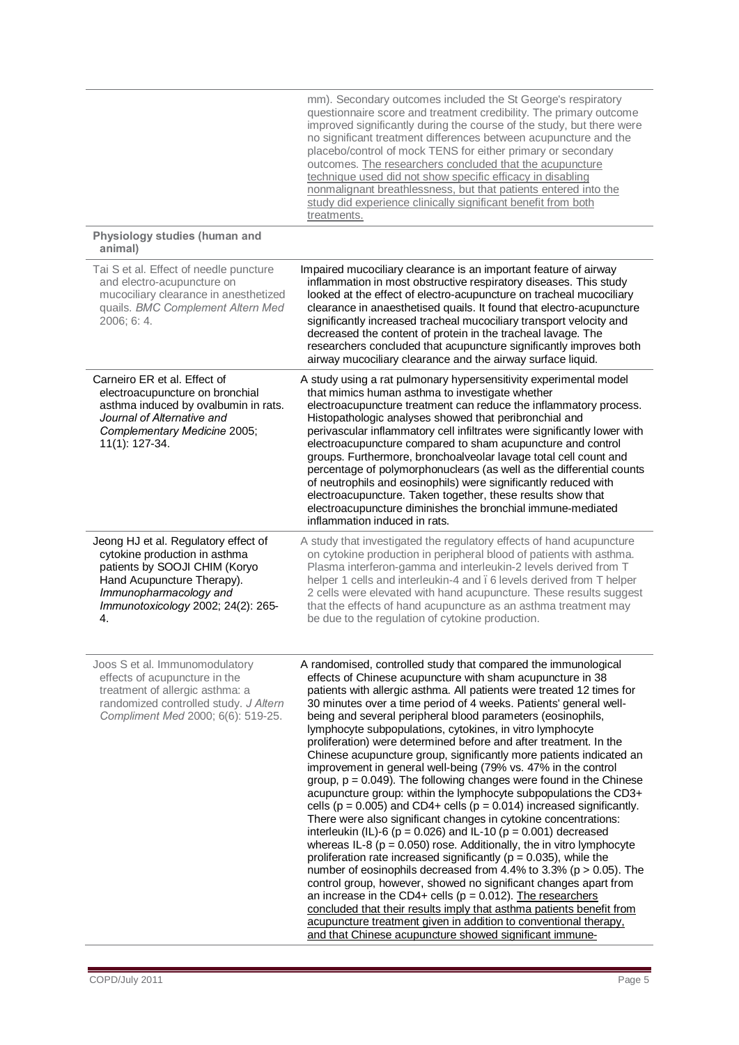| | |
|---|---|
| | mm). Secondary outcomes included the St George's respiratory questionnaire score and treatment credibility. The primary outcome improved significantly during the course of the study, but there were no significant treatment differences between acupuncture and the placebo/control of mock TENS for either primary or secondary outcomes. The researchers concluded that the acupuncture technique used did not show specific efficacy in disabling nonmalignant breathlessness, but that patients entered into the study did experience clinically significant benefit from both treatments. |
| **Physiology studies (human and animal)** | |
| Tai S et al. Effect of needle puncture and electro-acupuncture on mucociliary clearance in anesthetized quails. *BMC Complement Altern Med* 2006; 6: 4. | Impaired mucociliary clearance is an important feature of airway inflammation in most obstructive respiratory diseases. This study looked at the effect of electro-acupuncture on tracheal mucociliary clearance in anaesthetised quails. It found that electro-acupuncture significantly increased tracheal mucociliary transport velocity and decreased the content of protein in the tracheal lavage. The researchers concluded that acupuncture significantly improves both airway mucociliary clearance and the airway surface liquid. |
| Carneiro ER et al. Effect of electroacupuncture on bronchial asthma induced by ovalbumin in rats. *Journal of Alternative and Complementary Medicine* 2005; 11(1): 127-34. | A study using a rat pulmonary hypersensitivity experimental model that mimics human asthma to investigate whether electroacupuncture treatment can reduce the inflammatory process. Histopathologic analyses showed that peribronchial and perivascular inflammatory cell infiltrates were significantly lower with electroacupuncture compared to sham acupuncture and control groups. Furthermore, bronchoalveolar lavage total cell count and percentage of polymorphonuclears (as well as the differential counts of neutrophils and eosinophils) were significantly reduced with electroacupuncture. Taken together, these results show that electroacupuncture diminishes the bronchial immune-mediated inflammation induced in rats. |
| Jeong HJ et al. Regulatory effect of cytokine production in asthma patients by SOOJI CHIM (Koryo Hand Acupuncture Therapy). *Immunopharmacology and Immunotoxicology* 2002; 24(2): 265-4. | A study that investigated the regulatory effects of hand acupuncture on cytokine production in peripheral blood of patients with asthma. Plasma interferon-gamma and interleukin-2 levels derived from T helper 1 cells and interleukin-4 and ‑6 levels derived from T helper 2 cells were elevated with hand acupuncture. These results suggest that the effects of hand acupuncture as an asthma treatment may be due to the regulation of cytokine production. |
| Joos S et al. Immunomodulatory effects of acupuncture in the treatment of allergic asthma: a randomized controlled study. *J Altern Compliment Med* 2000; 6(6): 519-25. | A randomised, controlled study that compared the immunological effects of Chinese acupuncture with sham acupuncture in 38 patients with allergic asthma. All patients were treated 12 times for 30 minutes over a time period of 4 weeks. Patients' general well-being and several peripheral blood parameters (eosinophils, lymphocyte subpopulations, cytokines, in vitro lymphocyte proliferation) were determined before and after treatment. In the Chinese acupuncture group, significantly more patients indicated an improvement in general well-being (79% vs. 47% in the control group, $p = 0.049$). The following changes were found in the Chinese acupuncture group: within the lymphocyte subpopulations the CD3+ cells ($p = 0.005$) and CD4+ cells ($p = 0.014$) increased significantly. There were also significant changes in cytokine concentrations: interleukin (IL)-6 ($p = 0.026$) and IL-10 ($p = 0.001$) decreased whereas IL-8 ($p = 0.050$) rose. Additionally, the in vitro lymphocyte proliferation rate increased significantly ($p = 0.035$), while the number of eosinophils decreased from 4.4% to 3.3% ($p > 0.05$). The control group, however, showed no significant changes apart from an increase in the CD4+ cells ($p = 0.012$). The researchers concluded that their results imply that asthma patients benefit from acupuncture treatment given in addition to conventional therapy, and that Chinese acupuncture showed significant immune- |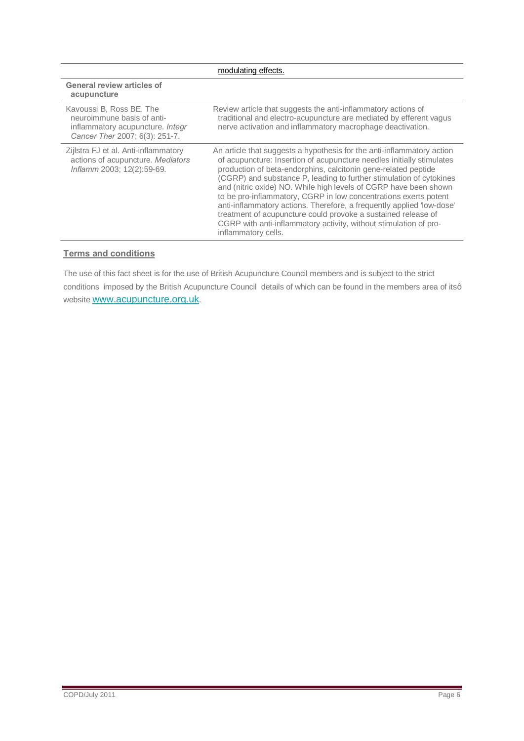| | |
|---|---|
| | modulating effects. |
| **General review articles of acupuncture** | |
| Kavoussi B, Ross BE. The neuroimmune basis of anti-inflammatory acupuncture. *Integr Cancer Ther* 2007; 6(3): 251-7. | Review article that suggests the anti-inflammatory actions of traditional and electro-acupuncture are mediated by efferent vagus nerve activation and inflammatory macrophage deactivation. |
| Zijlstra FJ et al. Anti-inflammatory actions of acupuncture. *Mediators Inflamm* 2003; 12(2):59-69. | An article that suggests a hypothesis for the anti-inflammatory action of acupuncture: Insertion of acupuncture needles initially stimulates production of beta-endorphins, calcitonin gene-related peptide (CGRP) and substance P, leading to further stimulation of cytokines and (nitric oxide) NO. While high levels of CGRP have been shown to be pro-inflammatory, CGRP in low concentrations exerts potent anti-inflammatory actions. Therefore, a frequently applied 'low-dose' treatment of acupuncture could provoke a sustained release of CGRP with anti-inflammatory activity, without stimulation of pro-inflammatory cells. |

## Terms and conditions

The use of this fact sheet is for the use of British Acupuncture Council members and is subject to the strict conditions imposed by the British Acupuncture Council details of which can be found in the members area of itsô website www.acupuncture.org.uk.

COPD/July 2011